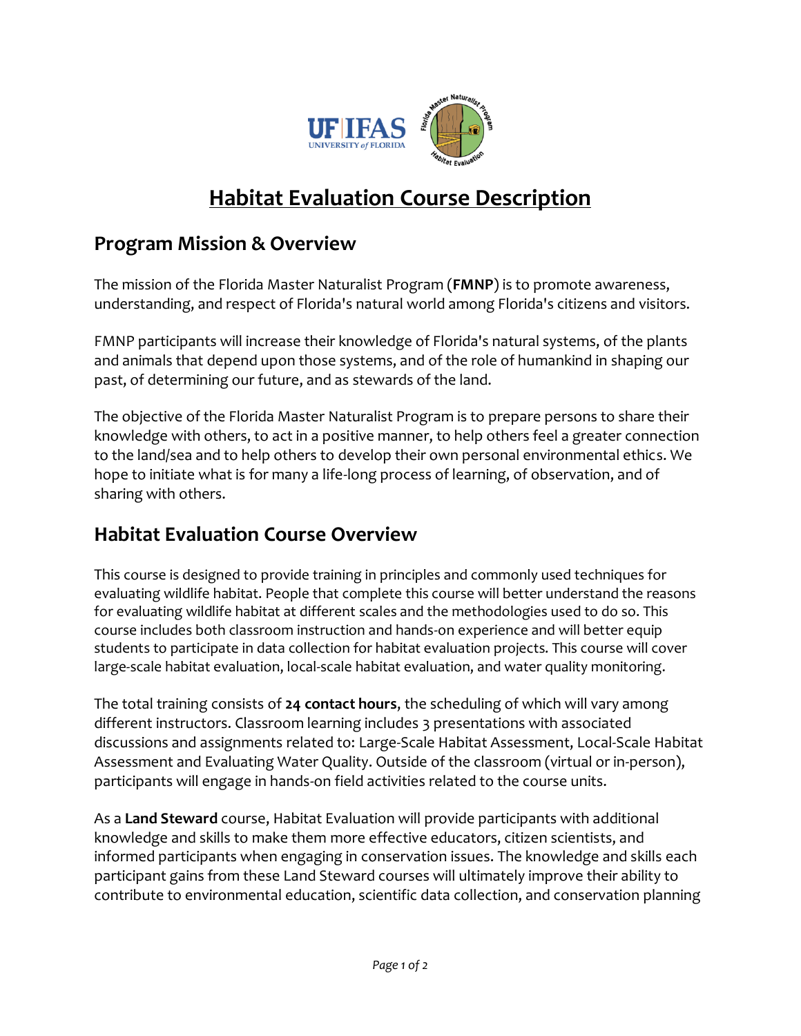# Habitat Evaluation Course Description

## Program Mission & Overview

The mission of the Florida Master Naturalist Program (**FMNP**) is to promote awareness, understanding, and respect of Florida's natural world among Florida's citizens and visitors.

FMNP participants will increase their knowledge of Florida's natural systems, of the plants and animals that depend upon those systems, and of the role of humankind in shaping our past, of determining our future, and as stewards of the land.

The objective of the Florida Master Naturalist Program is to prepare persons to share their knowledge with others, to act in a positive manner, to help others feel a greater connection to the land/sea and to help others to develop their own personal environmental ethics. We hope to initiate what is for many a life-long process of learning, of observation, and of sharing with others.

## Habitat Evaluation Course Overview

This course is designed to provide training in principles and commonly used techniques for evaluating wildlife habitat. People that complete this course will better understand the reasons for evaluating wildlife habitat at different scales and the methodologies used to do so. This course includes both classroom instruction and hands-on experience and will better equip students to participate in data collection for habitat evaluation projects. This course will cover large-scale habitat evaluation, local-scale habitat evaluation, and water quality monitoring.

The total training consists of **24 contact hours**, the scheduling of which will vary among different instructors. Classroom learning includes 3 presentations with associated discussions and assignments related to: Large-Scale Habitat Assessment, Local-Scale Habitat Assessment and Evaluating Water Quality. Outside of the classroom (virtual or in-person), participants will engage in hands-on field activities related to the course units.

As a **Land Steward** course, Habitat Evaluation will provide participants with additional knowledge and skills to make them more effective educators, citizen scientists, and informed participants when engaging in conservation issues. The knowledge and skills each participant gains from these Land Steward courses will ultimately improve their ability to contribute to environmental education, scientific data collection, and conservation planning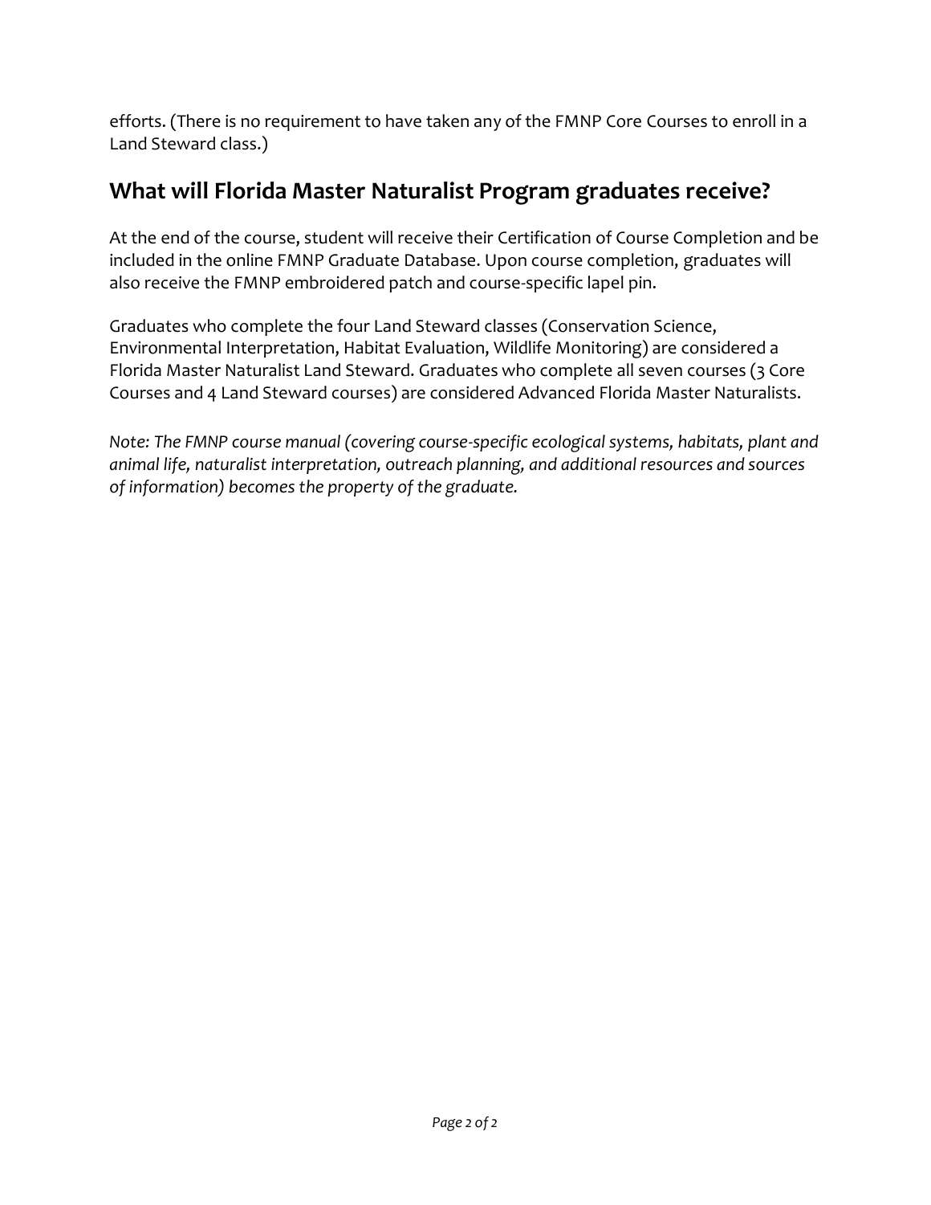efforts. (There is no requirement to have taken any of the FMNP Core Courses to enroll in a Land Steward class.)

## What will Florida Master Naturalist Program graduates receive?

At the end of the course, student will receive their Certification of Course Completion and be included in the online FMNP Graduate Database. Upon course completion, graduates will also receive the FMNP embroidered patch and course-specific lapel pin.

Graduates who complete the four Land Steward classes (Conservation Science, Environmental Interpretation, Habitat Evaluation, Wildlife Monitoring) are considered a Florida Master Naturalist Land Steward. Graduates who complete all seven courses (3 Core Courses and 4 Land Steward courses) are considered Advanced Florida Master Naturalists.

*Note: The FMNP course manual (covering course-specific ecological systems, habitats, plant and animal life, naturalist interpretation, outreach planning, and additional resources and sources of information) becomes the property of the graduate.*